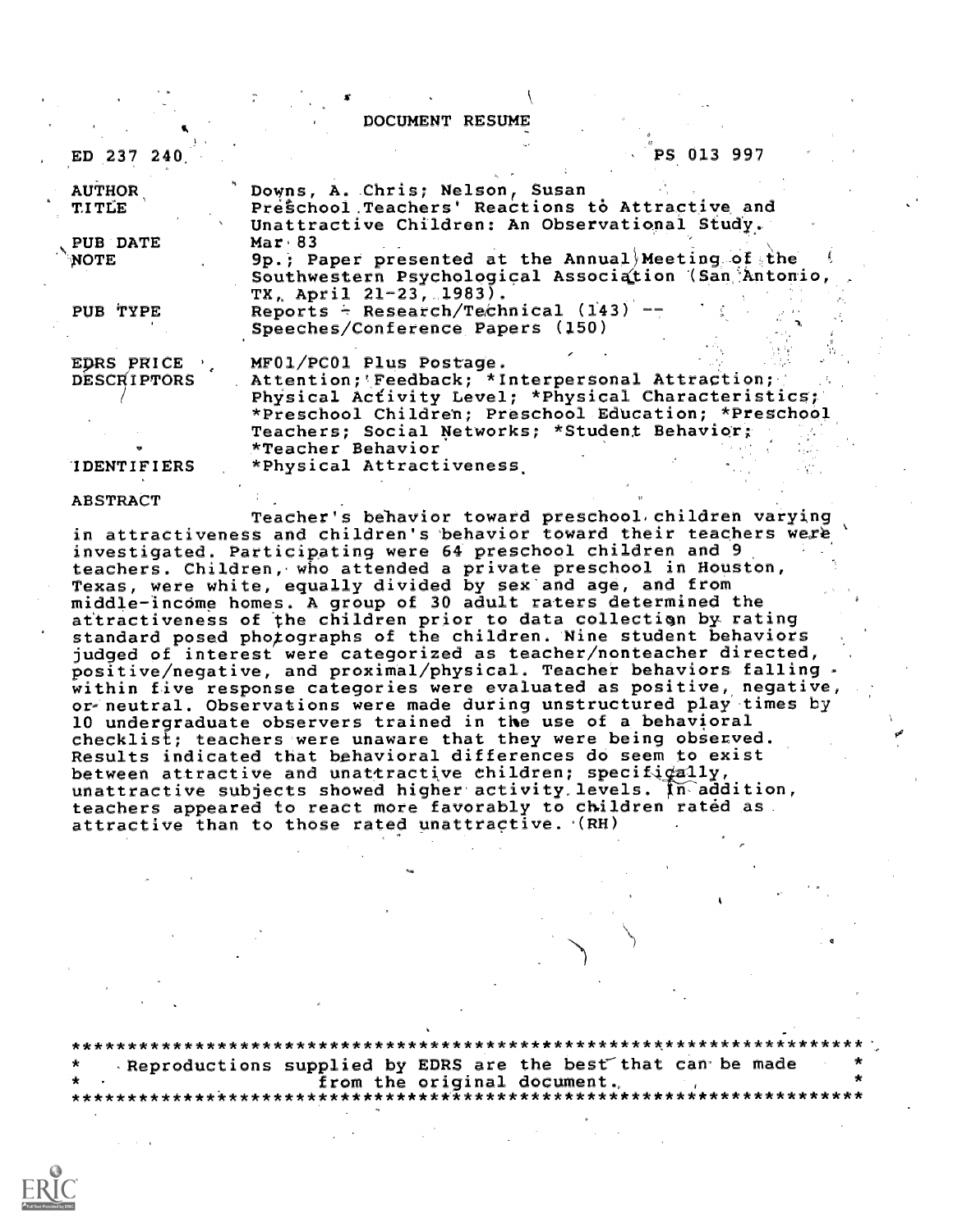# DOCUMENT RESUME

ED 237 240 PS 013 997

| | |
|---|---|
| AUTHOR | Downs, A. Chris; Nelson, Susan |
| TITLE | Preschool Teachers' Reactions to Attractive and Unattractive Children: An Observational Study. |
| PUB DATE | Mar 83 |
| NOTE | 9p.; Paper presented at the Annual Meeting of the Southwestern Psychological Association (San Antonio, TX, April 21-23, 1983). |
| PUB TYPE | Reports - Research/Technical (143) -- Speeches/Conference Papers (150) |
| EDRS PRICE | MF01/PC01 Plus Postage. |
| DESCRIPTORS | Attention; Feedback; *Interpersonal Attraction; Physical Activity Level; *Physical Characteristics; *Preschool Children; Preschool Education; *Preschool Teachers; Social Networks; *Student Behavior; *Teacher Behavior |
| IDENTIFIERS | *Physical Attractiveness |

## ABSTRACT

Teacher's behavior toward preschool children varying in attractiveness and children's behavior toward their teachers were investigated. Participating were 64 preschool children and 9 teachers. Children, who attended a private preschool in Houston, Texas, were white, equally divided by sex and age, and from middle-income homes. A group of 30 adult raters determined the attractiveness of the children prior to data collection by rating standard posed photographs of the children. Nine student behaviors judged of interest were categorized as teacher/nonteacher directed, positive/negative, and proximal/physical. Teacher behaviors falling within five response categories were evaluated as positive, negative, or neutral. Observations were made during unstructured play times by 10 undergraduate observers trained in the use of a behavioral checklist; teachers were unaware that they were being observed. Results indicated that behavioral differences do seem to exist between attractive and unattractive children; specifically, unattractive subjects showed higher activity levels. In addition, teachers appeared to react more favorably to children rated as attractive than to those rated unattractive. (RH)

***********************************************************************
* Reproductions supplied by EDRS are the best that can be made *
* from the original document. *
***********************************************************************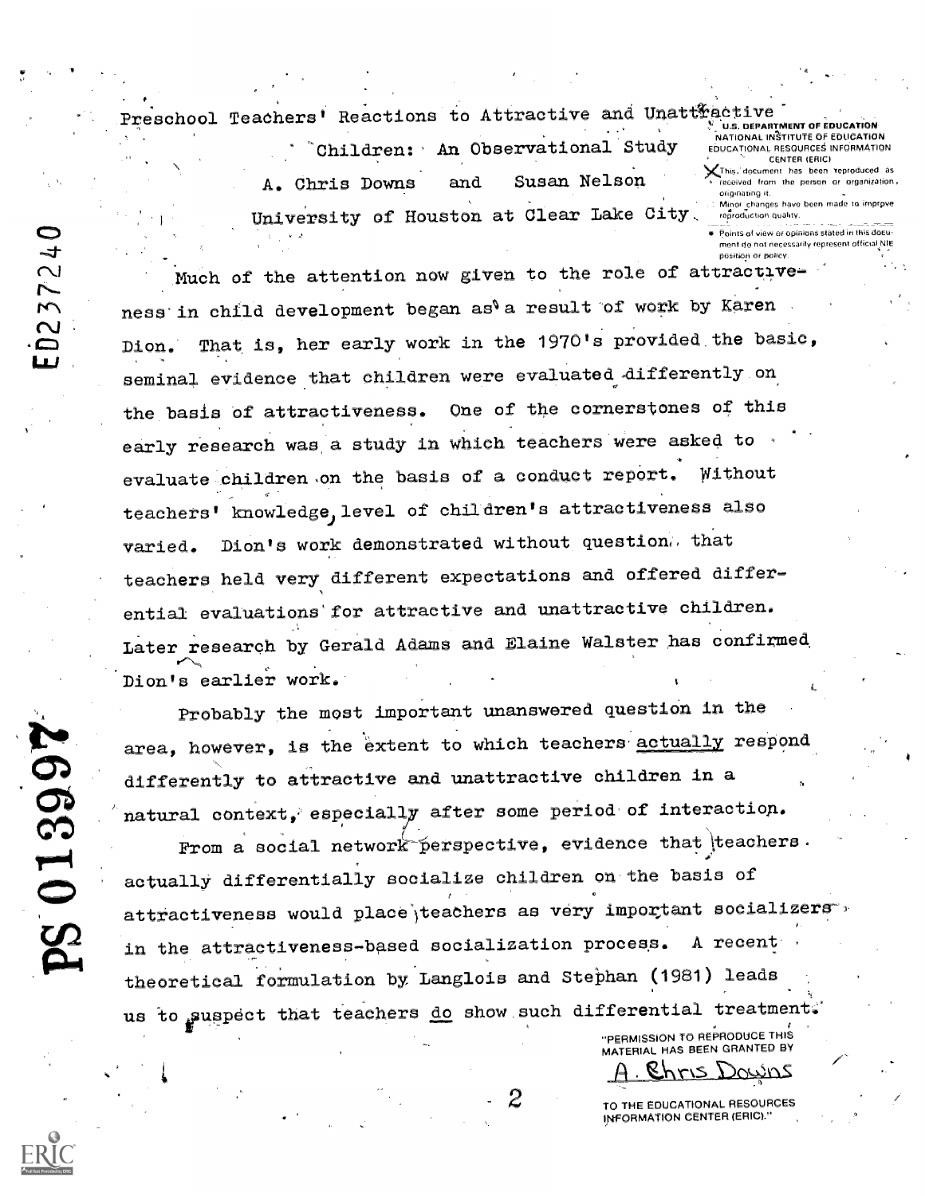# Preschool Teachers' Reactions to Attractive and Unattractive Children: An Observational Study

A. Chris Downs and Susan Nelson

University of Houston at Clear Lake City

Much of the attention now given to the role of attractiveness in child development began as a result of work by Karen Dion. That is, her early work in the 1970's provided the basic, seminal evidence that children were evaluated differently on the basis of attractiveness. One of the cornerstones of this early research was a study in which teachers were asked to evaluate children on the basis of a conduct report. Without teachers' knowledge, level of children's attractiveness also varied. Dion's work demonstrated without question, that teachers held very different expectations and offered differential evaluations for attractive and unattractive children. Later research by Gerald Adams and Elaine Walster has confirmed Dion's earlier work.

Probably the most important unanswered question in the area, however, is the extent to which teachers actually respond differently to attractive and unattractive children in a natural context, especially after some period of interaction.

From a social network perspective, evidence that teachers actually differentially socialize children on the basis of attractiveness would place teachers as very important socializers in the attractiveness-based socialization process. A recent theoretical formulation by Langlois and Stephan (1981) leads us to suspect that teachers do show such differential treatment.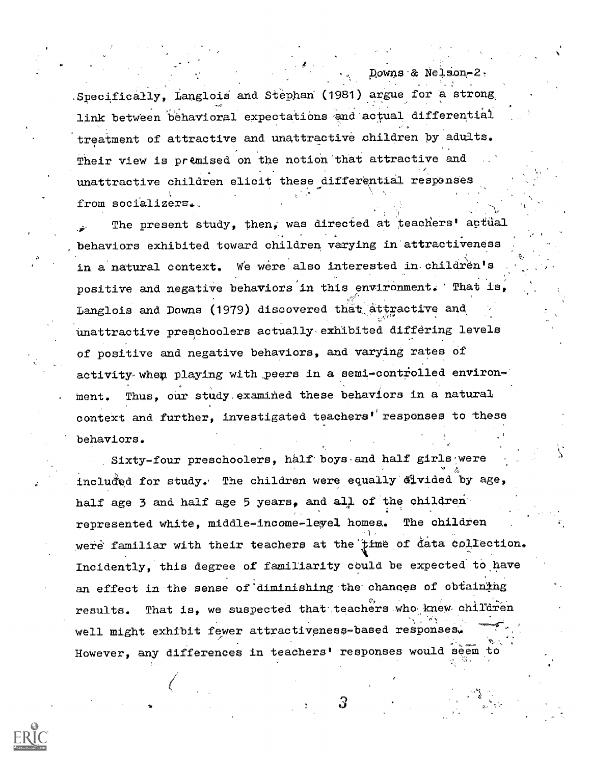Specifically, Langlois and Stephan (1981) argue for a strong link between behavioral expectations and actual differential treatment of attractive and unattractive children by adults. Their view is premised on the notion that attractive and unattractive children elicit these differential responses from socializers.

The present study, then, was directed at teachers' actual behaviors exhibited toward children varying in attractiveness in a natural context. We were also interested in children's positive and negative behaviors in this environment. That is, Langlois and Downs (1979) discovered that attractive and unattractive preschoolers actually exhibited differing levels of positive and negative behaviors, and varying rates of activity when playing with peers in a semi-controlled environment. Thus, our study examined these behaviors in a natural context and further, investigated teachers' responses to these behaviors.

Sixty-four preschoolers, half boys and half girls were included for study. The children were equally divided by age, half age 3 and half age 5 years, and all of the children represented white, middle-income-level homes. The children were familiar with their teachers at the time of data collection. Incidently, this degree of familiarity could be expected to have an effect in the sense of diminishing the chances of obtaining results. That is, we suspected that teachers who knew children well might exhibit fewer attractiveness-based responses. However, any differences in teachers' responses would seem to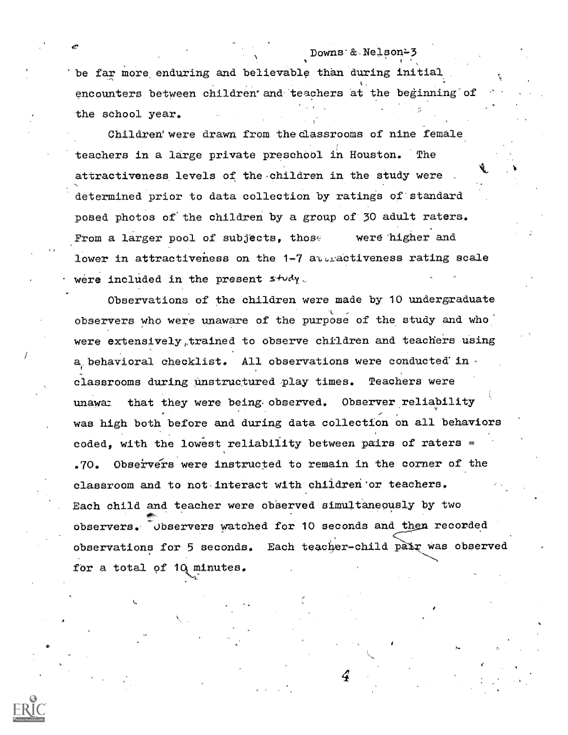be far more enduring and believable than during initial encounters between children and teachers at the beginning of the school year.

Children were drawn from the classrooms of nine female teachers in a large private preschool in Houston. The attractiveness levels of the children in the study were determined prior to data collection by ratings of standard posed photos of the children by a group of 30 adult raters. From a larger pool of subjects, those were higher and lower in attractiveness on the 1-7 attractiveness rating scale were included in the present study.

Observations of the children were made by 10 undergraduate observers who were unaware of the purpose of the study and who were extensively trained to observe children and teachers using a behavioral checklist. All observations were conducted in classrooms during unstructured play times. Teachers were unaware that they were being observed. Observer reliability was high both before and during data collection on all behaviors coded, with the lowest reliability between pairs of raters = .70. Observers were instructed to remain in the corner of the classroom and to not interact with children or teachers. Each child and teacher were observed simultaneously by two observers. Observers watched for 10 seconds and then recorded observations for 5 seconds. Each teacher-child pair was observed for a total of 10 minutes.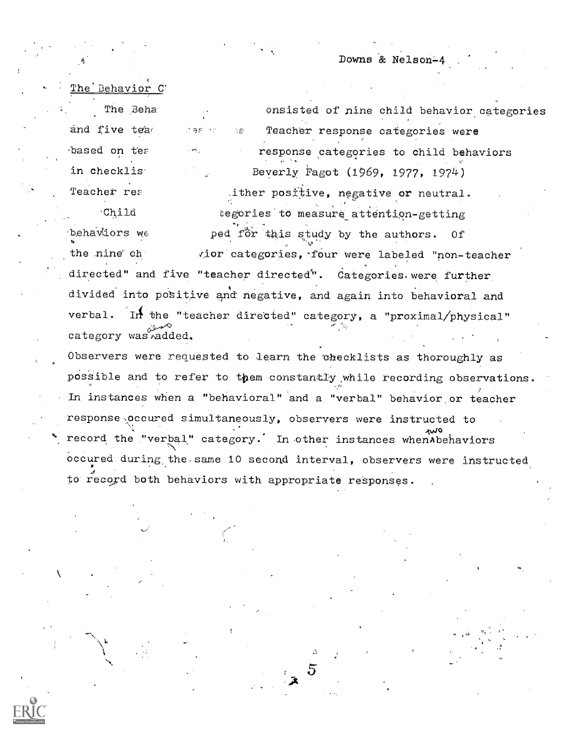The Behavior C

The Beha onsisted of nine child behavior categories and five tea Teacher response categories were based on tea response categories to child behaviors in checklis Beverly Fagot (1969, 1977, 1974) Teacher res ither positive, negative or neutral.

Child tegories to measure attention-getting behaviors we ped for this study by the authors. Of the nine ch vior categories, four were labeled "non-teacher directed" and five "teacher directed". Categories were further divided into positive and negative, and again into behavioral and verbal. In the "teacher directed" category, a "proximal/physical" category was also added.

Observers were requested to learn the checklists as thoroughly as possible and to refer to them constantly while recording observations. In instances when a "behavioral" and a "verbal" behavior or teacher response occured simultaneously, observers were instructed to record the "verbal" category. In other instances when two behaviors occured during the same 10 second interval, observers were instructed to record both behaviors with appropriate responses.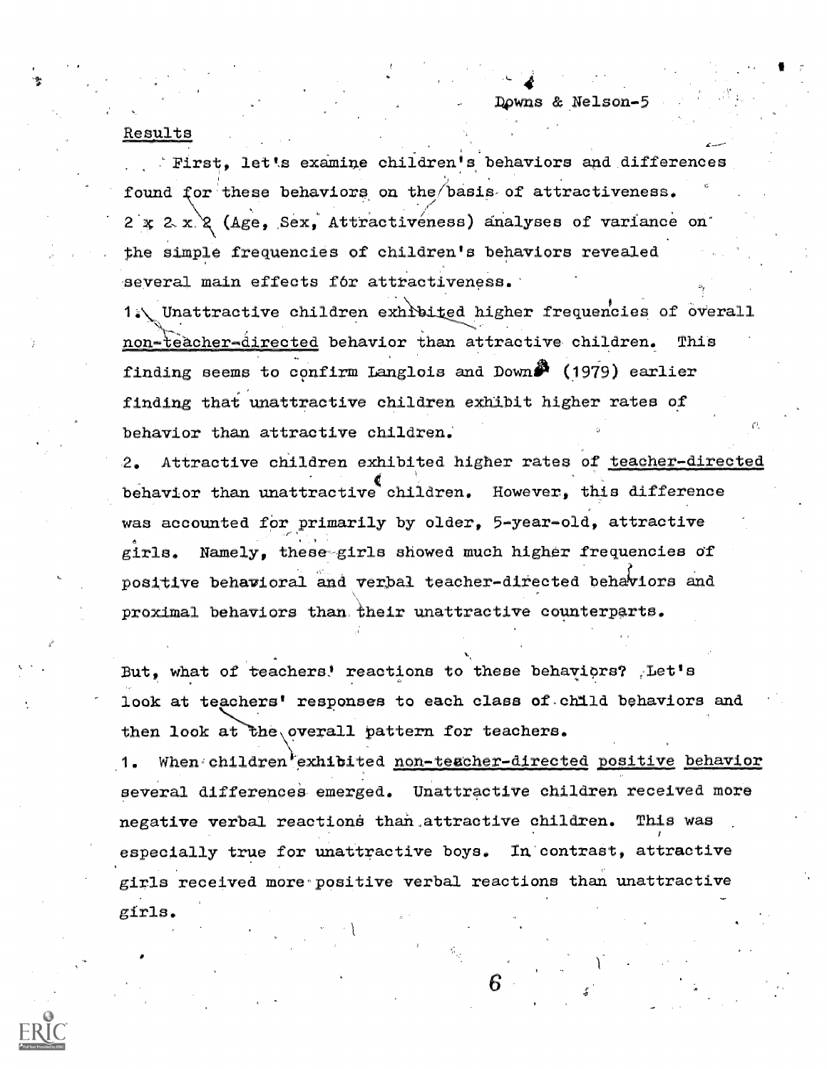## Results

First, let's examine children's behaviors and differences found for these behaviors on the basis of attractiveness. 2 x 2 x 2 (Age, Sex, Attractiveness) analyses of variance on the simple frequencies of children's behaviors revealed several main effects for attractiveness.

1. Unattractive children exhibited higher frequencies of overall <u>non-teacher-directed</u> behavior than attractive children. This finding seems to confirm Langlois and Downs (1979) earlier finding that unattractive children exhibit higher rates of behavior than attractive children.
2. Attractive children exhibited higher rates of <u>teacher-directed</u> behavior than unattractive children. However, this difference was accounted for primarily by older, 5-year-old, attractive girls. Namely, these girls showed much higher frequencies of positive behavioral and verbal teacher-directed behaviors and proximal behaviors than their unattractive counterparts.

But, what of teachers' reactions to these behaviors? Let's look at teachers' responses to each class of child behaviors and then look at the overall pattern for teachers.

1. When children exhibited <u>non-teacher-directed</u> <u>positive</u> <u>behavior</u> several differences emerged. Unattractive children received more negative verbal reactions than attractive children. This was especially true for unattractive boys. In contrast, attractive girls received more positive verbal reactions than unattractive girls.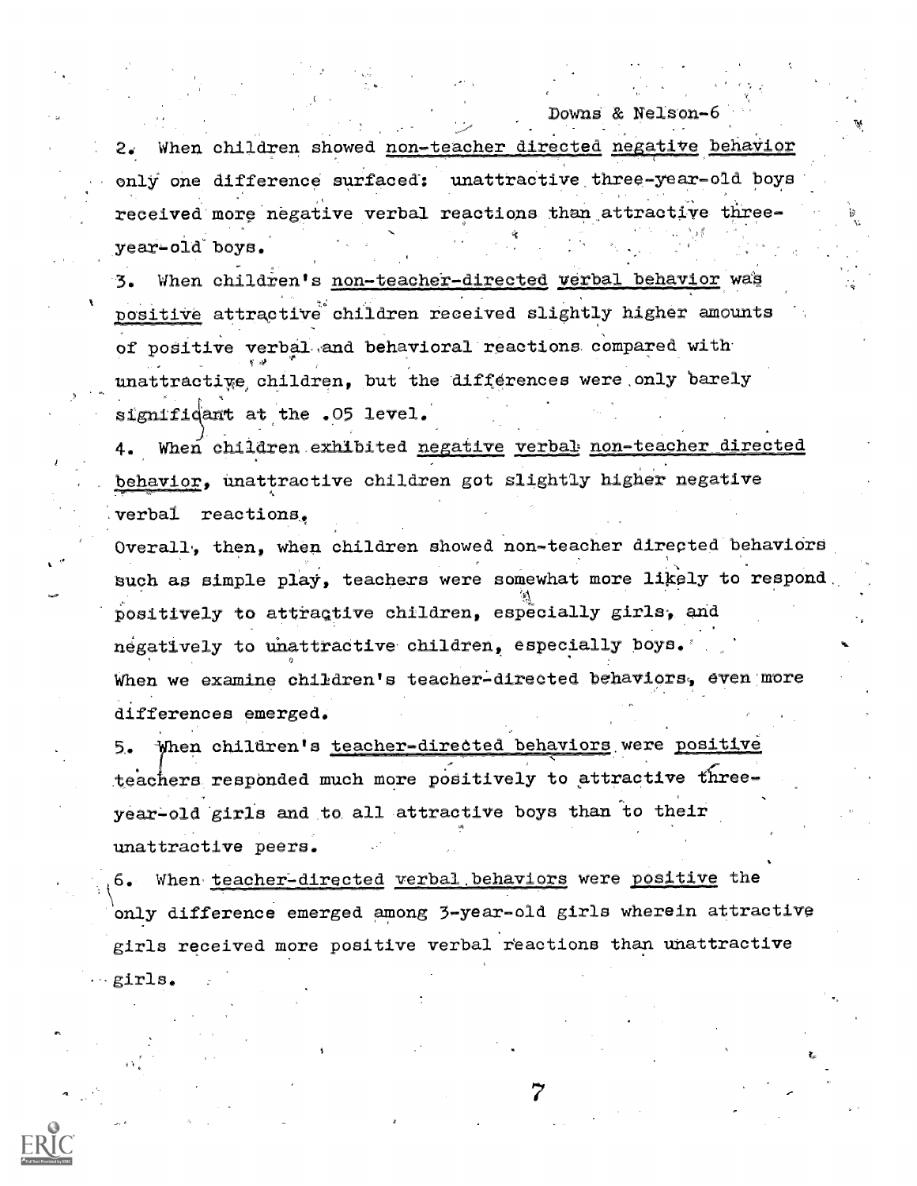2. When children showed <u>non-teacher directed negative behavior</u> only one difference surfaced: unattractive three-year-old boys received more negative verbal reactions than attractive three-year-old boys.

3. When children's <u>non-teacher-directed verbal behavior</u> was <u>positive</u> attractive children received slightly higher amounts of positive verbal and behavioral reactions compared with unattractive children, but the differences were only barely significant at the .05 level.

4. When children exhibited <u>negative verbal non-teacher directed behavior</u>, unattractive children got slightly higher negative verbal reactions.

Overall, then, when children showed non-teacher directed behaviors such as simple play, teachers were somewhat more likely to respond positively to attractive children, especially girls, and negatively to unattractive children, especially boys.

When we examine children's teacher-directed behaviors, even more differences emerged.

5. When children's <u>teacher-directed behaviors</u> were <u>positive</u> teachers responded much more positively to attractive three-year-old girls and to all attractive boys than to their unattractive peers.

6. When <u>teacher-directed verbal behaviors</u> were <u>positive</u> the only difference emerged among 3-year-old girls wherein attractive girls received more positive verbal reactions than unattractive girls.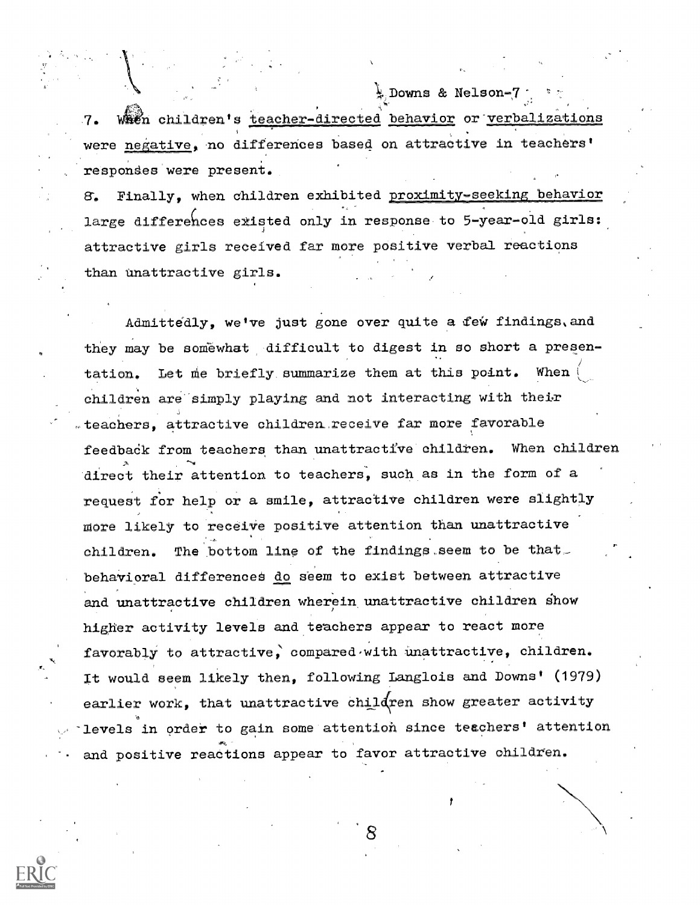7. When children's <u>teacher-directed</u> behavior or <u>verbalizations</u> were <u>negative</u>, no differences based on attractive in teachers' responses were present.

8. Finally, when children exhibited <u>proximity-seeking behavior</u> large differences existed only in response to 5-year-old girls: attractive girls received far more positive verbal reactions than unattractive girls.

Admittedly, we've just gone over quite a few findings, and they may be somewhat difficult to digest in so short a presentation. Let me briefly summarize them at this point. When children are simply playing and not interacting with their teachers, attractive children receive far more favorable feedback from teachers than unattractive children. When children direct their attention to teachers, such as in the form of a request for help or a smile, attractive children were slightly more likely to receive positive attention than unattractive children. The bottom line of the findings seem to be that behavioral differences <u>do</u> seem to exist between attractive and unattractive children wherein unattractive children show higher activity levels and teachers appear to react more favorably to attractive, compared with unattractive, children. It would seem likely then, following Langlois and Downs' (1979) earlier work, that unattractive children show greater activity levels in order to gain some attention since teachers' attention and positive reactions appear to favor attractive children.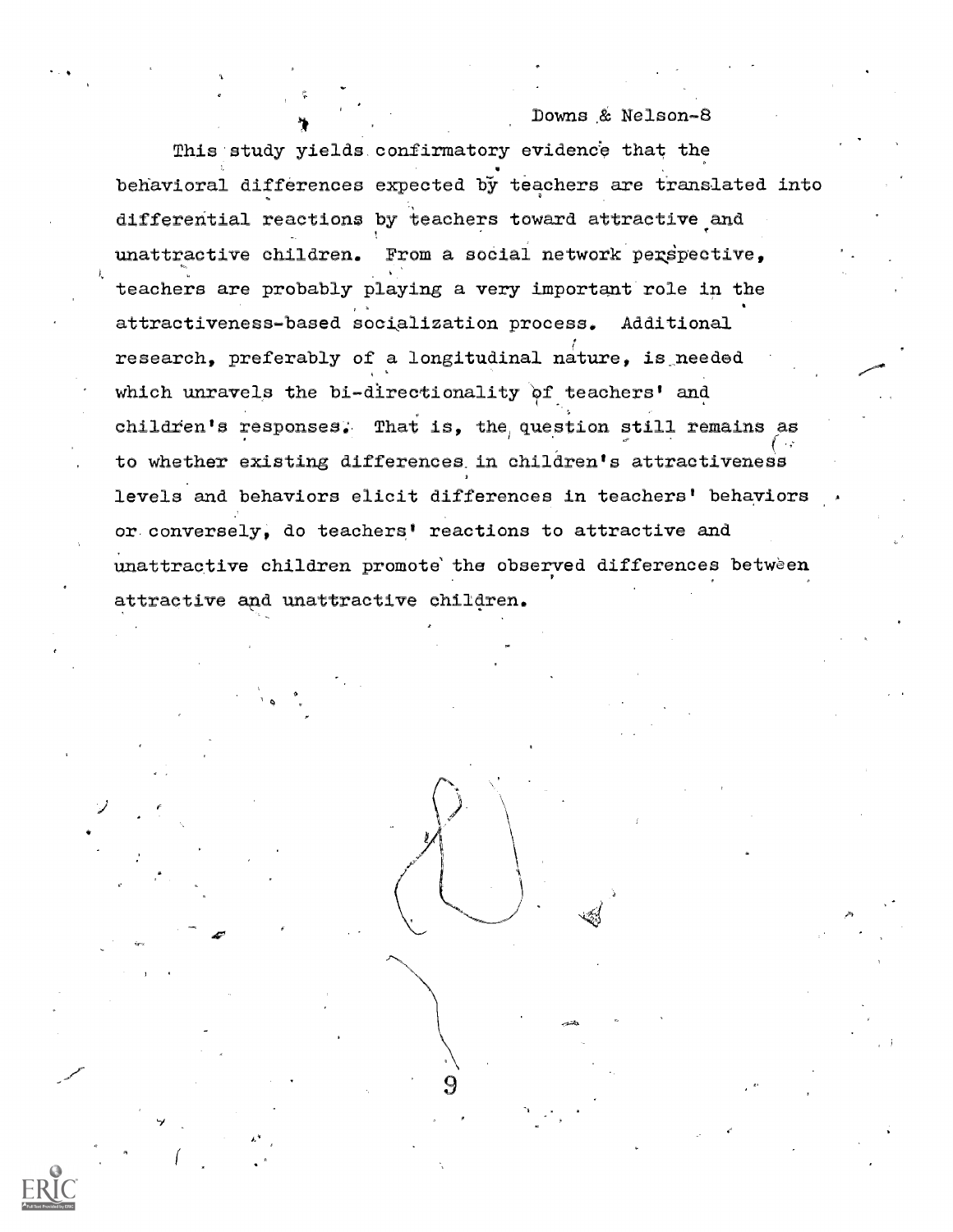This study yields confirmatory evidence that the behavioral differences expected by teachers are translated into differential reactions by teachers toward attractive and unattractive children. From a social network perspective, teachers are probably playing a very important role in the attractiveness-based socialization process. Additional research, preferably of a longitudinal nature, is needed which unravels the bi-directionality of teachers' and children's responses. That is, the question still remains as to whether existing differences in children's attractiveness levels and behaviors elicit differences in teachers' behaviors or conversely, do teachers' reactions to attractive and unattractive children promote the observed differences between attractive and unattractive children.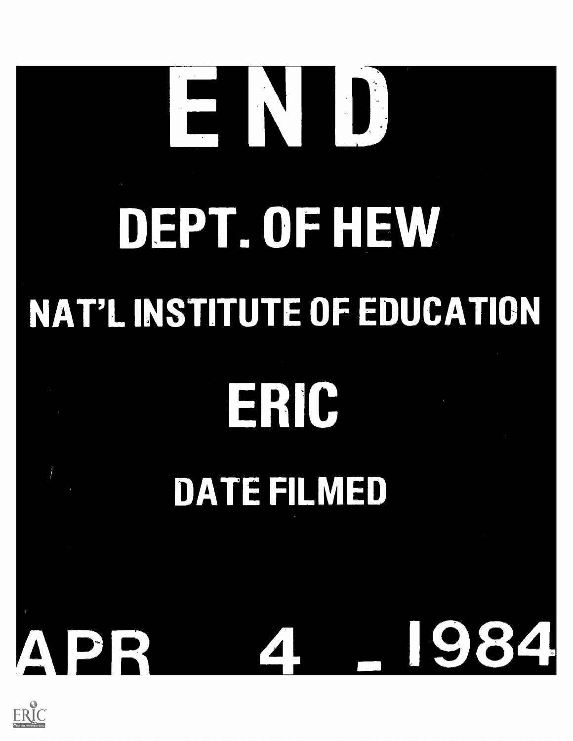# END

## DEPT. OF HEW

## NAT'L INSTITUTE OF EDUCATION

## ERIC

## DATE FILMED

# APR 4 1984